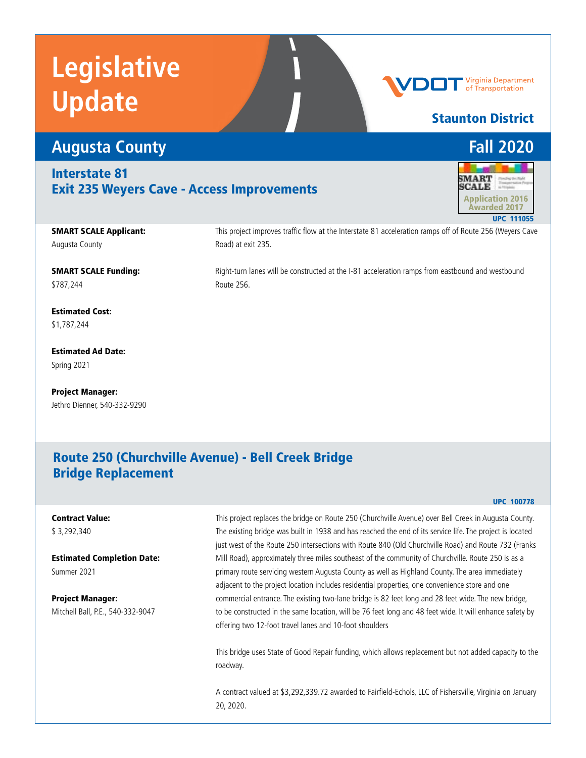# Legislative Update

VDOT Virginia Department of Transportation

**Staunton District**

## Augusta County

## Fall 2020

### Interstate 81
### Exit 235 Weyers Cave - Access Improvements

SMART SCALE Application 2016 Awarded 2017

UPC 111055

**SMART SCALE Applicant:**
Augusta County

**SMART SCALE Funding:**
$787,244

**Estimated Cost:**
$1,787,244

**Estimated Ad Date:**
Spring 2021

**Project Manager:**
Jethro Dienner, 540-332-9290

This project improves traffic flow at the Interstate 81 acceleration ramps off of Route 256 (Weyers Cave Road) at exit 235.

Right-turn lanes will be constructed at the I-81 acceleration ramps from eastbound and westbound Route 256.

### Route 250 (Churchville Avenue) - Bell Creek Bridge
### Bridge Replacement

UPC 100778

**Contract Value:**
$ 3,292,340

**Estimated Completion Date:**
Summer 2021

**Project Manager:**
Mitchell Ball, P.E., 540-332-9047

This project replaces the bridge on Route 250 (Churchville Avenue) over Bell Creek in Augusta County. The existing bridge was built in 1938 and has reached the end of its service life. The project is located just west of the Route 250 intersections with Route 840 (Old Churchville Road) and Route 732 (Franks Mill Road), approximately three miles southeast of the community of Churchville. Route 250 is as a primary route servicing western Augusta County as well as Highland County. The area immediately adjacent to the project location includes residential properties, one convenience store and one commercial entrance. The existing two-lane bridge is 82 feet long and 28 feet wide. The new bridge, to be constructed in the same location, will be 76 feet long and 48 feet wide. It will enhance safety by offering two 12-foot travel lanes and 10-foot shoulders

This bridge uses State of Good Repair funding, which allows replacement but not added capacity to the roadway.

A contract valued at $3,292,339.72 awarded to Fairfield-Echols, LLC of Fishersville, Virginia on January 20, 2020.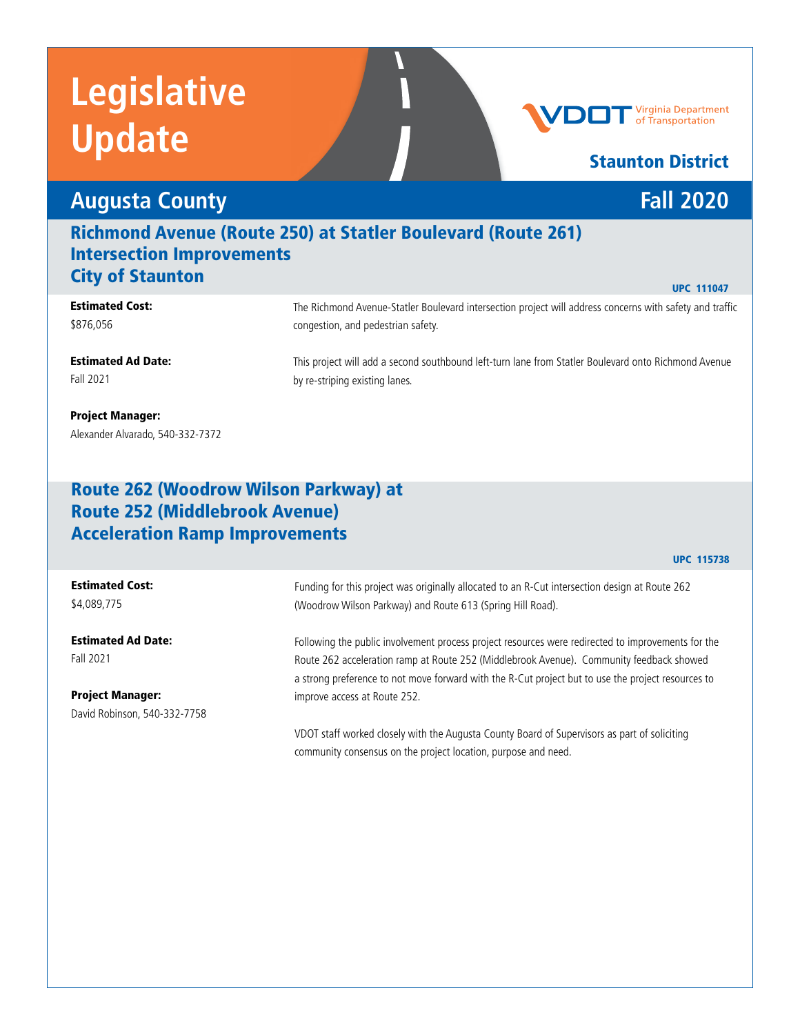# Legislative Update

VDOT Virginia Department of Transportation

**Staunton District**

## Augusta County

**Fall 2020**

### Richmond Avenue (Route 250) at Statler Boulevard (Route 261) Intersection Improvements City of Staunton

UPC 111047

**Estimated Cost:**
$876,056

**Estimated Ad Date:**
Fall 2021

**Project Manager:**
Alexander Alvarado, 540-332-7372

The Richmond Avenue-Statler Boulevard intersection project will address concerns with safety and traffic congestion, and pedestrian safety.

This project will add a second southbound left-turn lane from Statler Boulevard onto Richmond Avenue by re-striping existing lanes.

### Route 262 (Woodrow Wilson Parkway) at Route 252 (Middlebrook Avenue) Acceleration Ramp Improvements

UPC 115738

**Estimated Cost:**
$4,089,775

**Estimated Ad Date:**
Fall 2021

**Project Manager:**
David Robinson, 540-332-7758

Funding for this project was originally allocated to an R-Cut intersection design at Route 262 (Woodrow Wilson Parkway) and Route 613 (Spring Hill Road).

Following the public involvement process project resources were redirected to improvements for the Route 262 acceleration ramp at Route 252 (Middlebrook Avenue). Community feedback showed a strong preference to not move forward with the R-Cut project but to use the project resources to improve access at Route 252.

VDOT staff worked closely with the Augusta County Board of Supervisors as part of soliciting community consensus on the project location, purpose and need.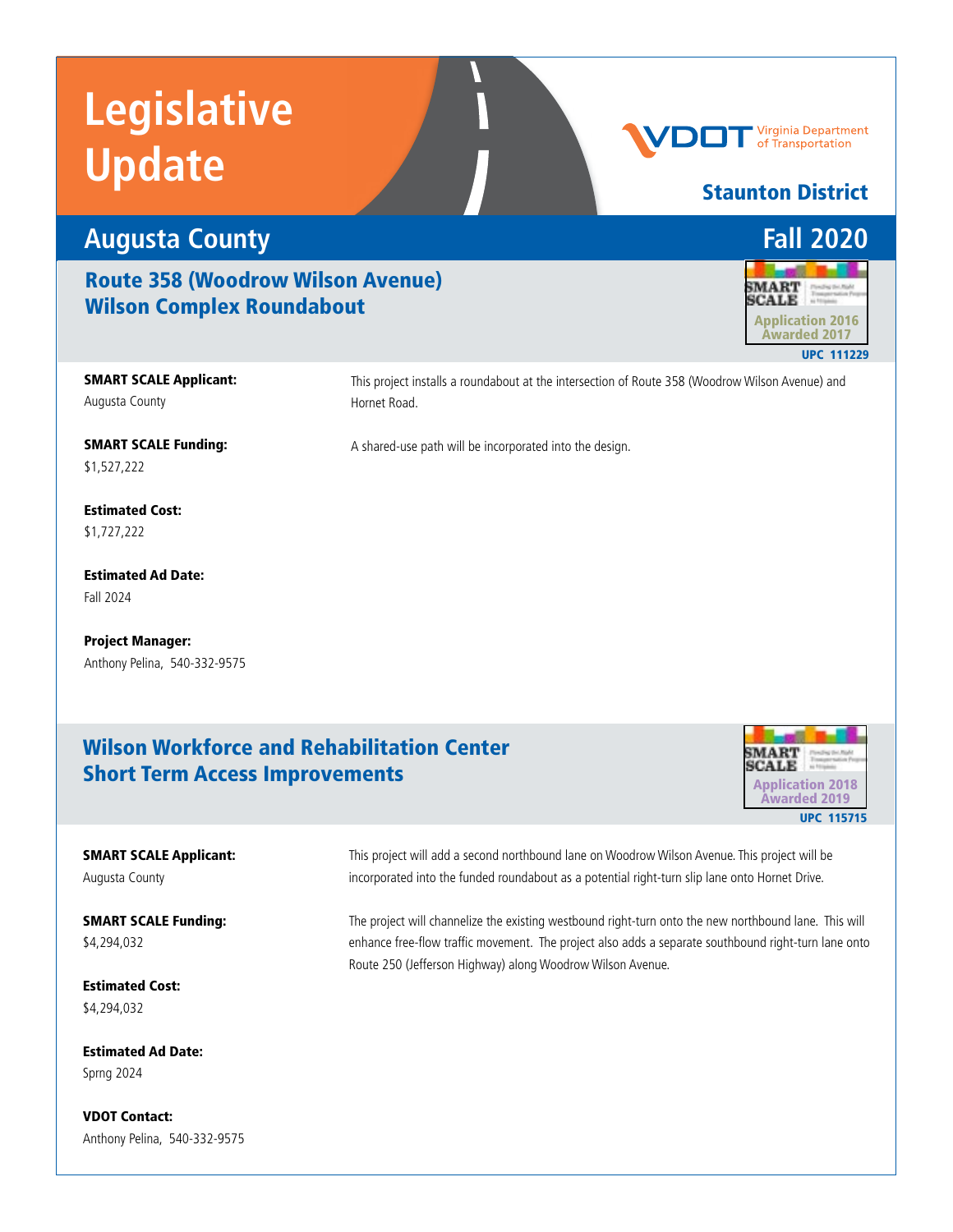# Legislative Update

VDOT Virginia Department of Transportation

**Staunton District**

## Augusta County — Fall 2020

### Route 358 (Woodrow Wilson Avenue) Wilson Complex Roundabout

SMART SCALE Application 2016 Awarded 2017

UPC 111229

**SMART SCALE Applicant:**
Augusta County

**SMART SCALE Funding:**
$1,527,222

**Estimated Cost:**
$1,727,222

**Estimated Ad Date:**
Fall 2024

**Project Manager:**
Anthony Pelina, 540-332-9575

This project installs a roundabout at the intersection of Route 358 (Woodrow Wilson Avenue) and Hornet Road.

A shared-use path will be incorporated into the design.

### Wilson Workforce and Rehabilitation Center Short Term Access Improvements

SMART SCALE Application 2018 Awarded 2019

UPC 115715

**SMART SCALE Applicant:**
Augusta County

**SMART SCALE Funding:**
$4,294,032

**Estimated Cost:**
$4,294,032

**Estimated Ad Date:**
Sprng 2024

**VDOT Contact:**
Anthony Pelina, 540-332-9575

This project will add a second northbound lane on Woodrow Wilson Avenue. This project will be incorporated into the funded roundabout as a potential right-turn slip lane onto Hornet Drive.

The project will channelize the existing westbound right-turn onto the new northbound lane. This will enhance free-flow traffic movement. The project also adds a separate southbound right-turn lane onto Route 250 (Jefferson Highway) along Woodrow Wilson Avenue.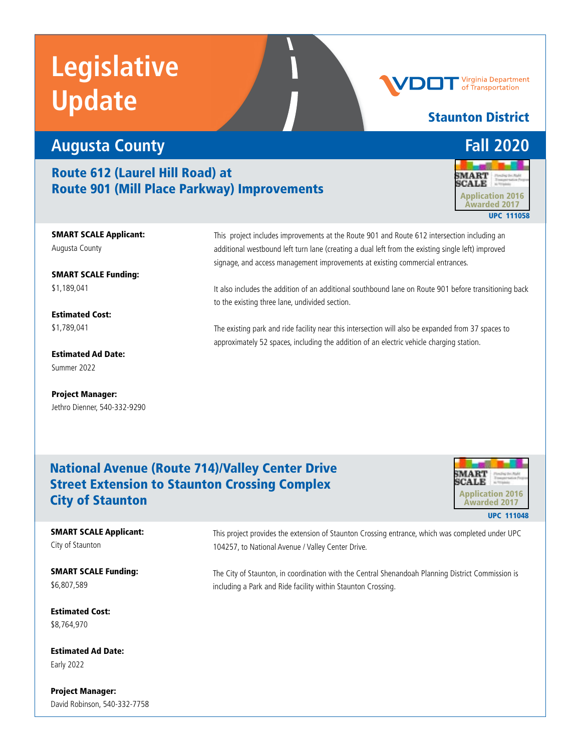# Legislative Update

VDOT Virginia Department of Transportation

**Staunton District**

## Augusta County

**Fall 2020**

### Route 612 (Laurel Hill Road) at Route 901 (Mill Place Parkway) Improvements

SMART SCALE Application 2016 Awarded 2017

UPC 111058

**SMART SCALE Applicant:**
Augusta County

**SMART SCALE Funding:**
$1,189,041

**Estimated Cost:**
$1,789,041

**Estimated Ad Date:**
Summer 2022

**Project Manager:**
Jethro Dienner, 540-332-9290

This project includes improvements at the Route 901 and Route 612 intersection including an additional westbound left turn lane (creating a dual left from the existing single left) improved signage, and access management improvements at existing commercial entrances.

It also includes the addition of an additional southbound lane on Route 901 before transitioning back to the existing three lane, undivided section.

The existing park and ride facility near this intersection will also be expanded from 37 spaces to approximately 52 spaces, including the addition of an electric vehicle charging station.

### National Avenue (Route 714)/Valley Center Drive Street Extension to Staunton Crossing Complex City of Staunton

SMART SCALE Application 2016 Awarded 2017

UPC 111048

**SMART SCALE Applicant:**
City of Staunton

**SMART SCALE Funding:**
$6,807,589

**Estimated Cost:**
$8,764,970

**Estimated Ad Date:**
Early 2022

**Project Manager:**
David Robinson, 540-332-7758

This project provides the extension of Staunton Crossing entrance, which was completed under UPC 104257, to National Avenue / Valley Center Drive.

The City of Staunton, in coordination with the Central Shenandoah Planning District Commission is including a Park and Ride facility within Staunton Crossing.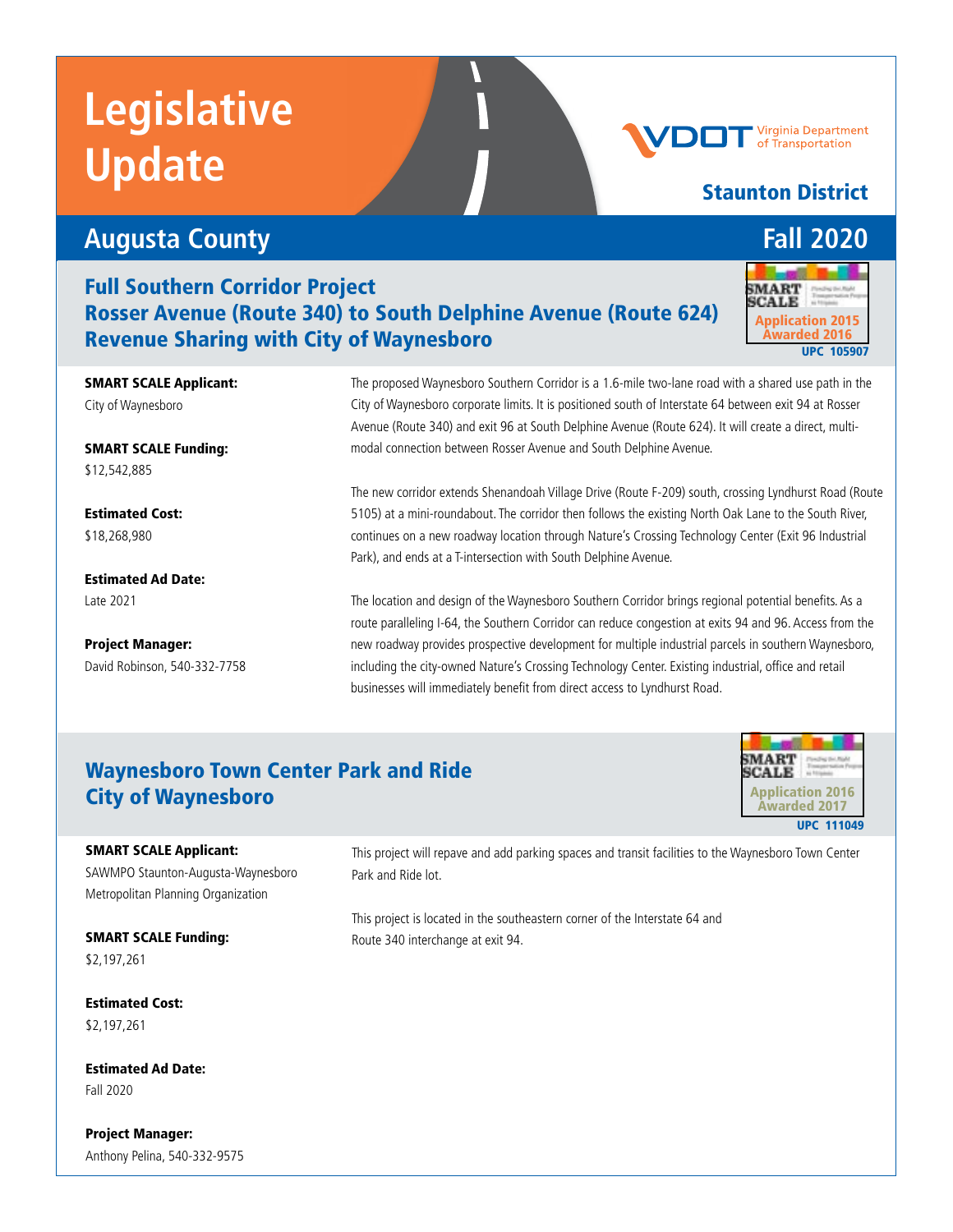# Legislative Update

VDOT Virginia Department of Transportation

**Staunton District**

## Augusta County — Fall 2020

### Full Southern Corridor Project
### Rosser Avenue (Route 340) to South Delphine Avenue (Route 624)
### Revenue Sharing with City of Waynesboro

SMART SCALE Application 2015 Awarded 2016

UPC 105907

**SMART SCALE Applicant:**
City of Waynesboro

**SMART SCALE Funding:**
$12,542,885

**Estimated Cost:**
$18,268,980

**Estimated Ad Date:**
Late 2021

**Project Manager:**
David Robinson, 540-332-7758

The proposed Waynesboro Southern Corridor is a 1.6-mile two-lane road with a shared use path in the City of Waynesboro corporate limits. It is positioned south of Interstate 64 between exit 94 at Rosser Avenue (Route 340) and exit 96 at South Delphine Avenue (Route 624). It will create a direct, multi-modal connection between Rosser Avenue and South Delphine Avenue.

The new corridor extends Shenandoah Village Drive (Route F-209) south, crossing Lyndhurst Road (Route 5105) at a mini-roundabout. The corridor then follows the existing North Oak Lane to the South River, continues on a new roadway location through Nature's Crossing Technology Center (Exit 96 Industrial Park), and ends at a T-intersection with South Delphine Avenue.

The location and design of the Waynesboro Southern Corridor brings regional potential benefits. As a route paralleling I-64, the Southern Corridor can reduce congestion at exits 94 and 96. Access from the new roadway provides prospective development for multiple industrial parcels in southern Waynesboro, including the city-owned Nature's Crossing Technology Center. Existing industrial, office and retail businesses will immediately benefit from direct access to Lyndhurst Road.

### Waynesboro Town Center Park and Ride
### City of Waynesboro

SMART SCALE Application 2016 Awarded 2017

UPC 111049

**SMART SCALE Applicant:**
SAWMPO Staunton-Augusta-Waynesboro Metropolitan Planning Organization

**SMART SCALE Funding:**
$2,197,261

**Estimated Cost:**
$2,197,261

**Estimated Ad Date:**
Fall 2020

**Project Manager:**
Anthony Pelina, 540-332-9575

This project will repave and add parking spaces and transit facilities to the Waynesboro Town Center Park and Ride lot.

This project is located in the southeastern corner of the Interstate 64 and Route 340 interchange at exit 94.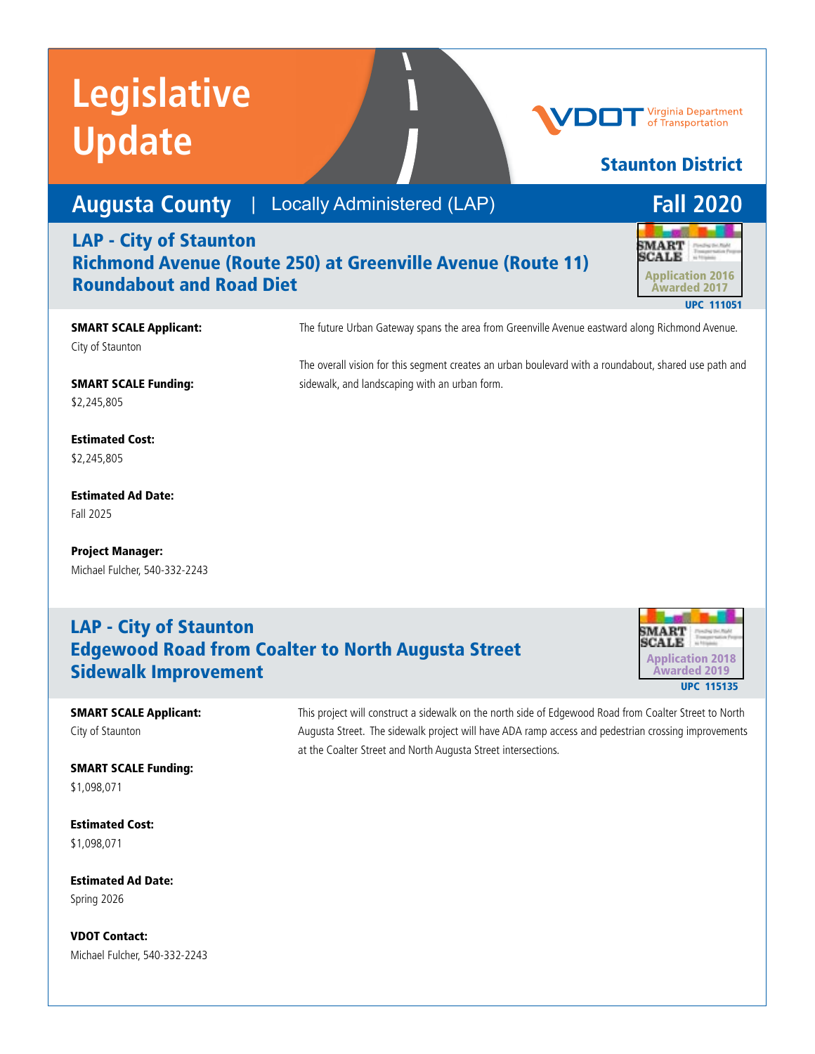# Legislative Update

VDOT Virginia Department of Transportation

**Staunton District**

## Augusta County | Locally Administered (LAP) — Fall 2020

### LAP - City of Staunton
### Richmond Avenue (Route 250) at Greenville Avenue (Route 11) Roundabout and Road Diet

SMART SCALE — Application 2016, Awarded 2017

UPC 111051

**SMART SCALE Applicant:**
City of Staunton

**SMART SCALE Funding:**
$2,245,805

**Estimated Cost:**
$2,245,805

**Estimated Ad Date:**
Fall 2025

**Project Manager:**
Michael Fulcher, 540-332-2243

The future Urban Gateway spans the area from Greenville Avenue eastward along Richmond Avenue.

The overall vision for this segment creates an urban boulevard with a roundabout, shared use path and sidewalk, and landscaping with an urban form.

### LAP - City of Staunton
### Edgewood Road from Coalter to North Augusta Street Sidewalk Improvement

SMART SCALE — Application 2018, Awarded 2019

UPC 115135

**SMART SCALE Applicant:**
City of Staunton

**SMART SCALE Funding:**
$1,098,071

**Estimated Cost:**
$1,098,071

**Estimated Ad Date:**
Spring 2026

**VDOT Contact:**
Michael Fulcher, 540-332-2243

This project will construct a sidewalk on the north side of Edgewood Road from Coalter Street to North Augusta Street. The sidewalk project will have ADA ramp access and pedestrian crossing improvements at the Coalter Street and North Augusta Street intersections.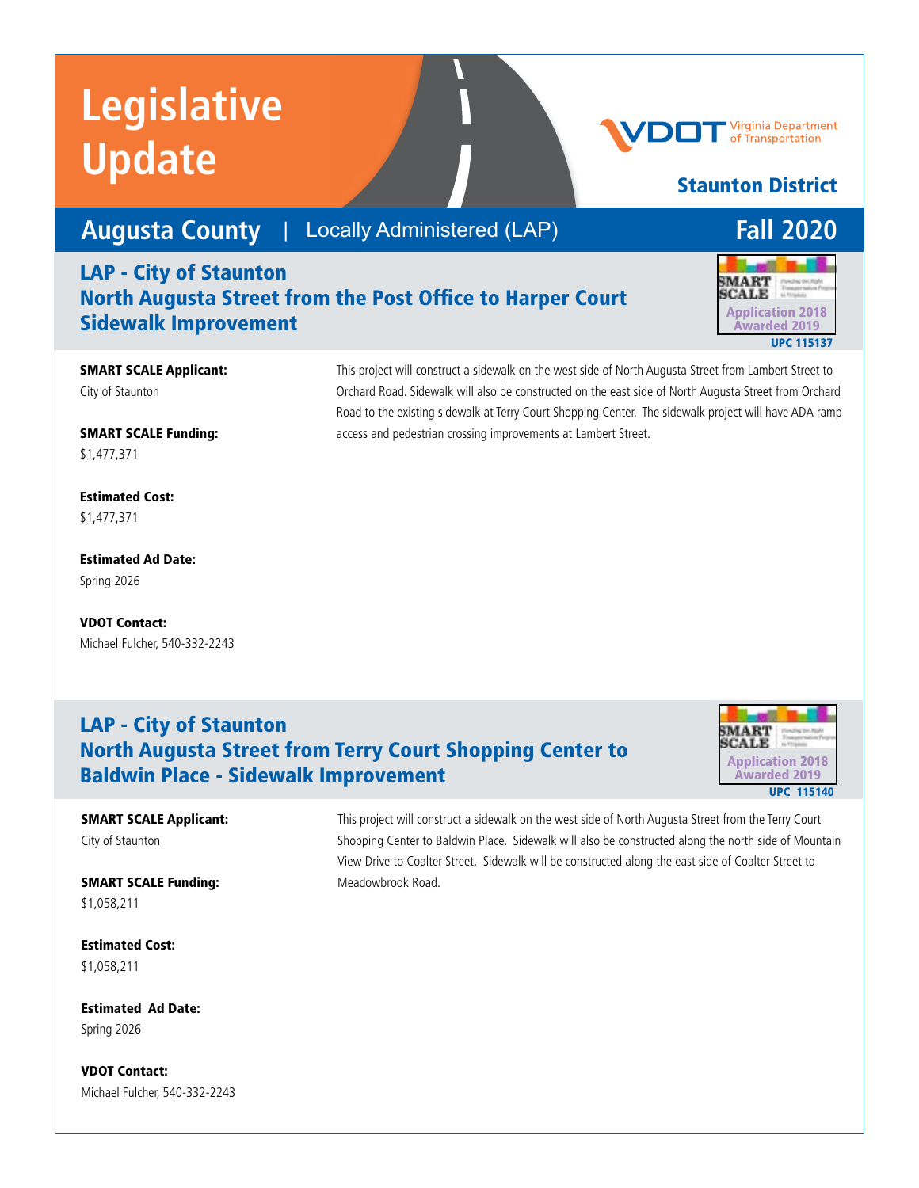# Legislative Update

VDOT Virginia Department of Transportation

## Staunton District

## Augusta County | Locally Administered (LAP) | Fall 2020

### LAP - City of Staunton
### North Augusta Street from the Post Office to Harper Court Sidewalk Improvement

SMART SCALE Application 2018 Awarded 2019

UPC 115137

**SMART SCALE Applicant:**
City of Staunton

**SMART SCALE Funding:**
$1,477,371

**Estimated Cost:**
$1,477,371

**Estimated Ad Date:**
Spring 2026

**VDOT Contact:**
Michael Fulcher, 540-332-2243

This project will construct a sidewalk on the west side of North Augusta Street from Lambert Street to Orchard Road. Sidewalk will also be constructed on the east side of North Augusta Street from Orchard Road to the existing sidewalk at Terry Court Shopping Center. The sidewalk project will have ADA ramp access and pedestrian crossing improvements at Lambert Street.

### LAP - City of Staunton
### North Augusta Street from Terry Court Shopping Center to Baldwin Place - Sidewalk Improvement

SMART SCALE Application 2018 Awarded 2019

UPC 115140

**SMART SCALE Applicant:**
City of Staunton

**SMART SCALE Funding:**
$1,058,211

**Estimated Cost:**
$1,058,211

**Estimated Ad Date:**
Spring 2026

**VDOT Contact:**
Michael Fulcher, 540-332-2243

This project will construct a sidewalk on the west side of North Augusta Street from the Terry Court Shopping Center to Baldwin Place. Sidewalk will also be constructed along the north side of Mountain View Drive to Coalter Street. Sidewalk will be constructed along the east side of Coalter Street to Meadowbrook Road.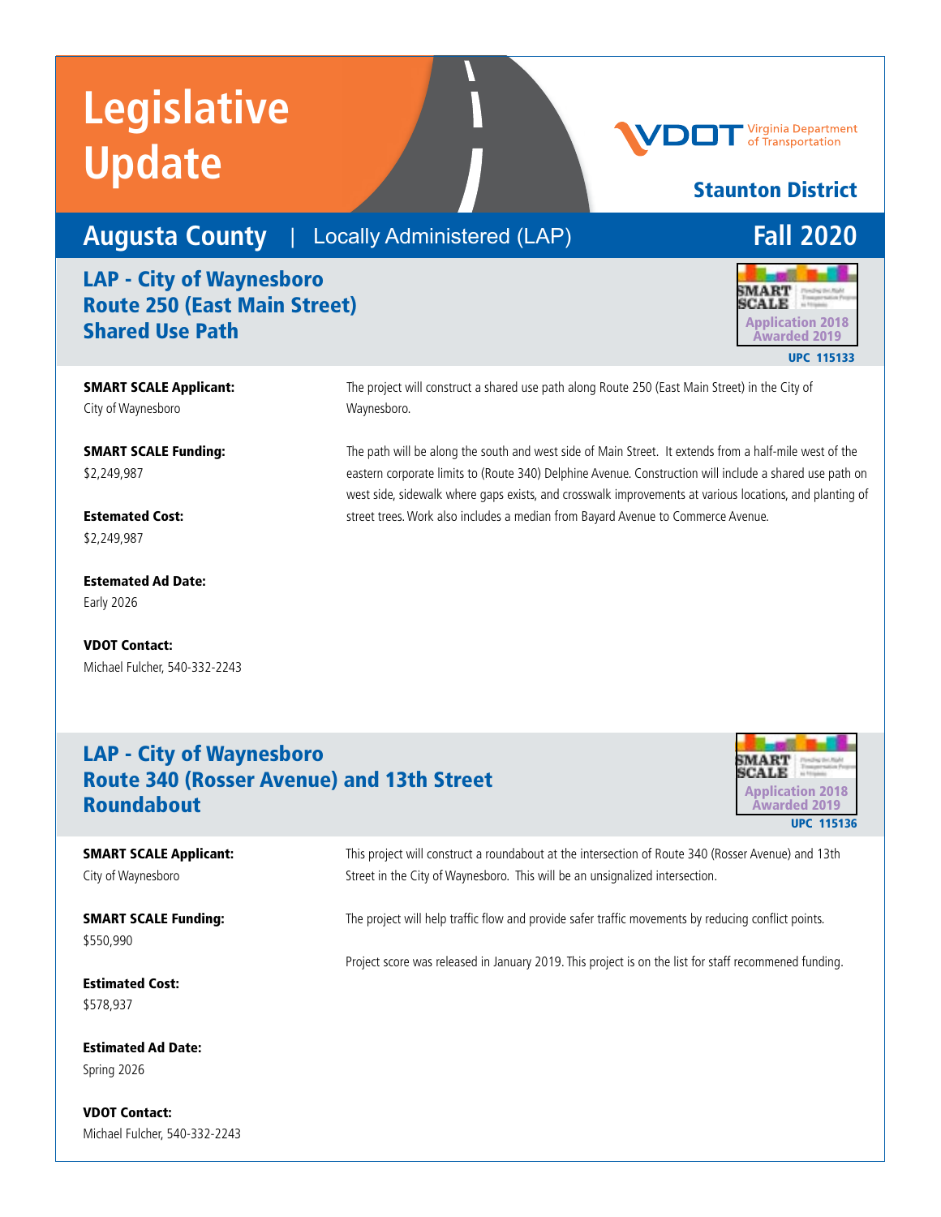# Legislative Update

Virginia Department of Transportation

**Staunton District**

## Augusta County | Locally Administered (LAP) — Fall 2020

### LAP - City of Waynesboro Route 250 (East Main Street) Shared Use Path

SMART SCALE Application 2018 Awarded 2019

UPC 115133

**SMART SCALE Applicant:**
City of Waynesboro

**SMART SCALE Funding:**
$2,249,987

**Estemated Cost:**
$2,249,987

**Estemated Ad Date:**
Early 2026

**VDOT Contact:**
Michael Fulcher, 540-332-2243

The project will construct a shared use path along Route 250 (East Main Street) in the City of Waynesboro.

The path will be along the south and west side of Main Street. It extends from a half-mile west of the eastern corporate limits to (Route 340) Delphine Avenue. Construction will include a shared use path on west side, sidewalk where gaps exists, and crosswalk improvements at various locations, and planting of street trees. Work also includes a median from Bayard Avenue to Commerce Avenue.

### LAP - City of Waynesboro Route 340 (Rosser Avenue) and 13th Street Roundabout

SMART SCALE Application 2018 Awarded 2019

UPC 115136

**SMART SCALE Applicant:**
City of Waynesboro

**SMART SCALE Funding:**
$550,990

**Estimated Cost:**
$578,937

**Estimated Ad Date:**
Spring 2026

**VDOT Contact:**
Michael Fulcher, 540-332-2243

This project will construct a roundabout at the intersection of Route 340 (Rosser Avenue) and 13th Street in the City of Waynesboro. This will be an unsignalized intersection.

The project will help traffic flow and provide safer traffic movements by reducing conflict points.

Project score was released in January 2019. This project is on the list for staff recommened funding.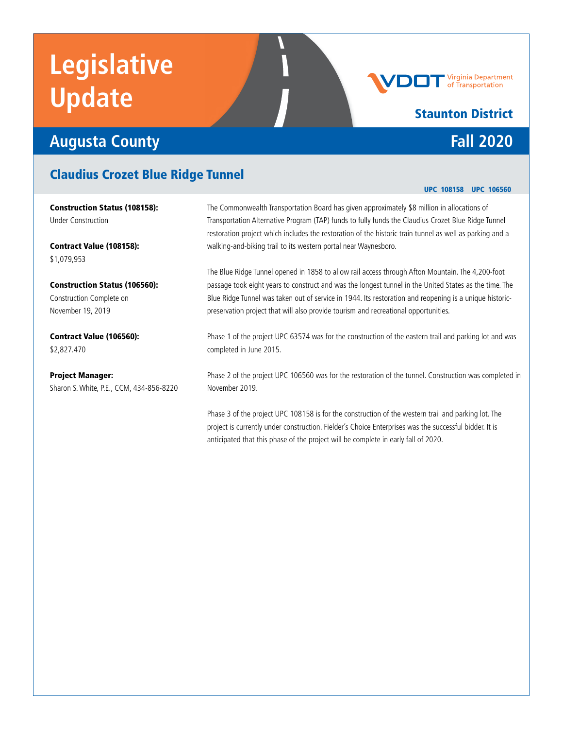# Legislative Update

**Staunton District**

## Augusta County

## Fall 2020

## Claudius Crozet Blue Ridge Tunnel

**UPC 108158 UPC 106560**

**Construction Status (108158):**
Under Construction

**Contract Value (108158):**
$1,079,953

**Construction Status (106560):**
Construction Complete on November 19, 2019

**Contract Value (106560):**
$2,827.470

**Project Manager:**
Sharon S. White, P.E., CCM, 434-856-8220

The Commonwealth Transportation Board has given approximately $8 million in allocations of Transportation Alternative Program (TAP) funds to fully funds the Claudius Crozet Blue Ridge Tunnel restoration project which includes the restoration of the historic train tunnel as well as parking and a walking-and-biking trail to its western portal near Waynesboro.

The Blue Ridge Tunnel opened in 1858 to allow rail access through Afton Mountain. The 4,200-foot passage took eight years to construct and was the longest tunnel in the United States as the time. The Blue Ridge Tunnel was taken out of service in 1944. Its restoration and reopening is a unique historic-preservation project that will also provide tourism and recreational opportunities.

Phase 1 of the project UPC 63574 was for the construction of the eastern trail and parking lot and was completed in June 2015.

Phase 2 of the project UPC 106560 was for the restoration of the tunnel. Construction was completed in November 2019.

Phase 3 of the project UPC 108158 is for the construction of the western trail and parking lot. The project is currently under construction. Fielder's Choice Enterprises was the successful bidder. It is anticipated that this phase of the project will be complete in early fall of 2020.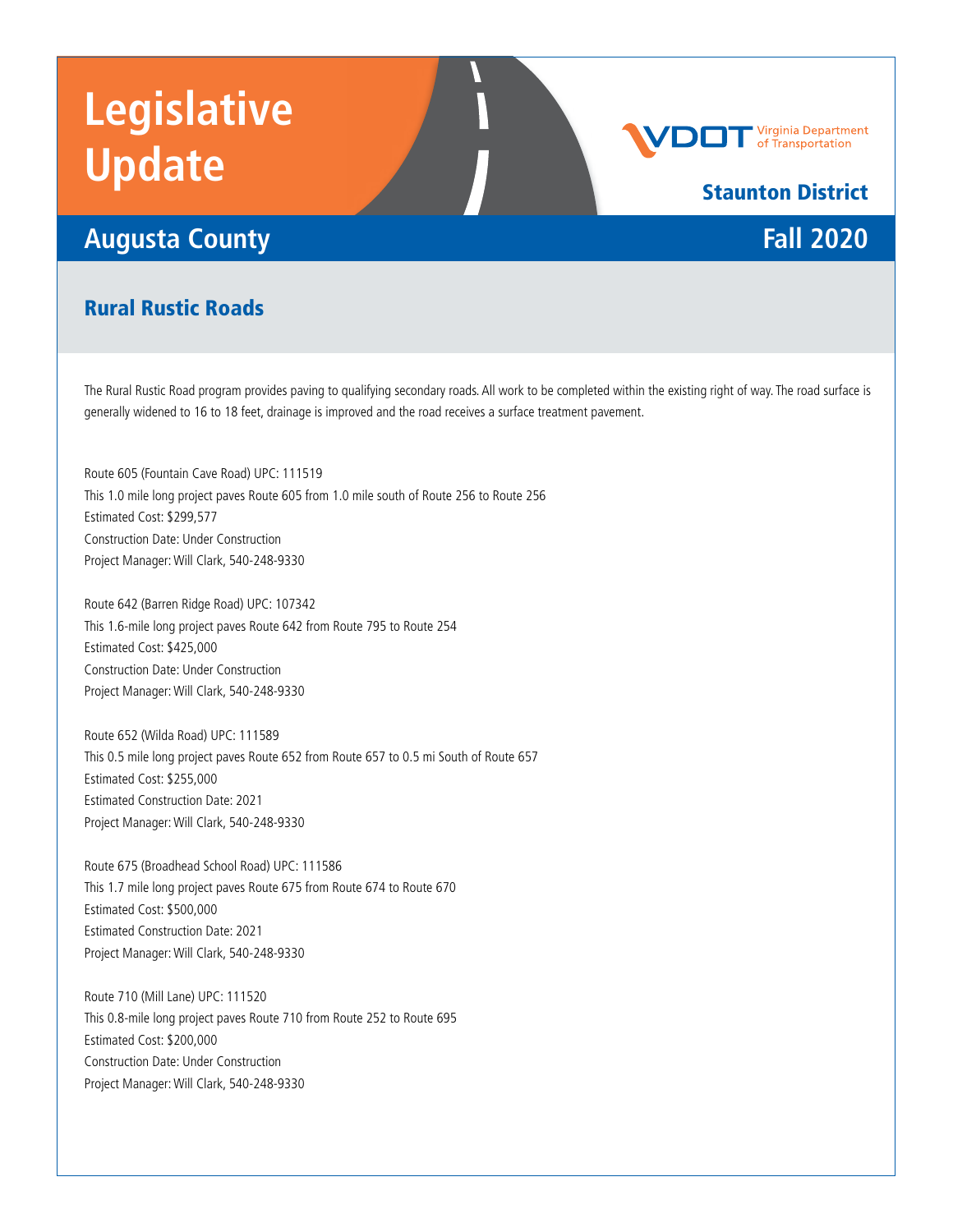# Legislative Update

VDOT Virginia Department of Transportation

**Staunton District**

## Augusta County

**Fall 2020**

## Rural Rustic Roads

The Rural Rustic Road program provides paving to qualifying secondary roads. All work to be completed within the existing right of way. The road surface is generally widened to 16 to 18 feet, drainage is improved and the road receives a surface treatment pavement.

Route 605 (Fountain Cave Road) UPC: 111519
This 1.0 mile long project paves Route 605 from 1.0 mile south of Route 256 to Route 256
Estimated Cost: $299,577
Construction Date: Under Construction
Project Manager: Will Clark, 540-248-9330

Route 642 (Barren Ridge Road) UPC: 107342
This 1.6-mile long project paves Route 642 from Route 795 to Route 254
Estimated Cost: $425,000
Construction Date: Under Construction
Project Manager: Will Clark, 540-248-9330

Route 652 (Wilda Road) UPC: 111589
This 0.5 mile long project paves Route 652 from Route 657 to 0.5 mi South of Route 657
Estimated Cost: $255,000
Estimated Construction Date: 2021
Project Manager: Will Clark, 540-248-9330

Route 675 (Broadhead School Road) UPC: 111586
This 1.7 mile long project paves Route 675 from Route 674 to Route 670
Estimated Cost: $500,000
Estimated Construction Date: 2021
Project Manager: Will Clark, 540-248-9330

Route 710 (Mill Lane) UPC: 111520
This 0.8-mile long project paves Route 710 from Route 252 to Route 695
Estimated Cost: $200,000
Construction Date: Under Construction
Project Manager: Will Clark, 540-248-9330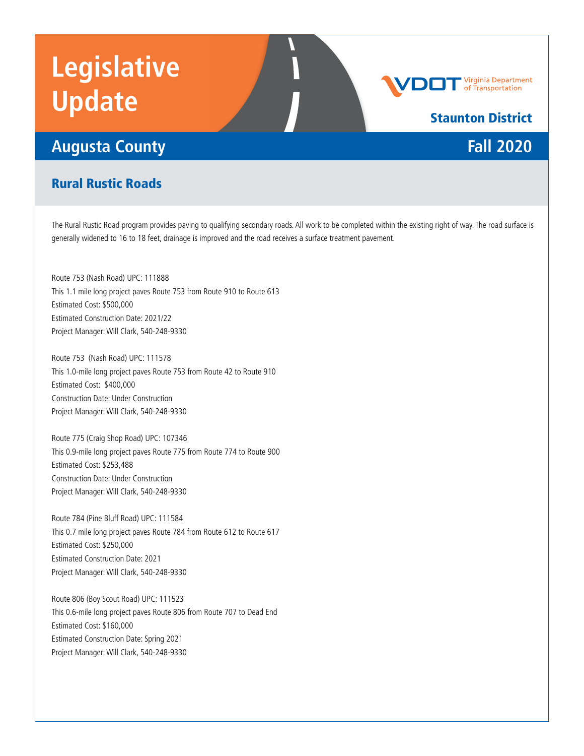# Legislative Update

**Staunton District**

## Augusta County — Fall 2020

### Rural Rustic Roads

The Rural Rustic Road program provides paving to qualifying secondary roads. All work to be completed within the existing right of way. The road surface is generally widened to 16 to 18 feet, drainage is improved and the road receives a surface treatment pavement.

Route 753 (Nash Road) UPC: 111888
This 1.1 mile long project paves Route 753 from Route 910 to Route 613
Estimated Cost: $500,000
Estimated Construction Date: 2021/22
Project Manager: Will Clark, 540-248-9330

Route 753 (Nash Road) UPC: 111578
This 1.0-mile long project paves Route 753 from Route 42 to Route 910
Estimated Cost: $400,000
Construction Date: Under Construction
Project Manager: Will Clark, 540-248-9330

Route 775 (Craig Shop Road) UPC: 107346
This 0.9-mile long project paves Route 775 from Route 774 to Route 900
Estimated Cost: $253,488
Construction Date: Under Construction
Project Manager: Will Clark, 540-248-9330

Route 784 (Pine Bluff Road) UPC: 111584
This 0.7 mile long project paves Route 784 from Route 612 to Route 617
Estimated Cost: $250,000
Estimated Construction Date: 2021
Project Manager: Will Clark, 540-248-9330

Route 806 (Boy Scout Road) UPC: 111523
This 0.6-mile long project paves Route 806 from Route 707 to Dead End
Estimated Cost: $160,000
Estimated Construction Date: Spring 2021
Project Manager: Will Clark, 540-248-9330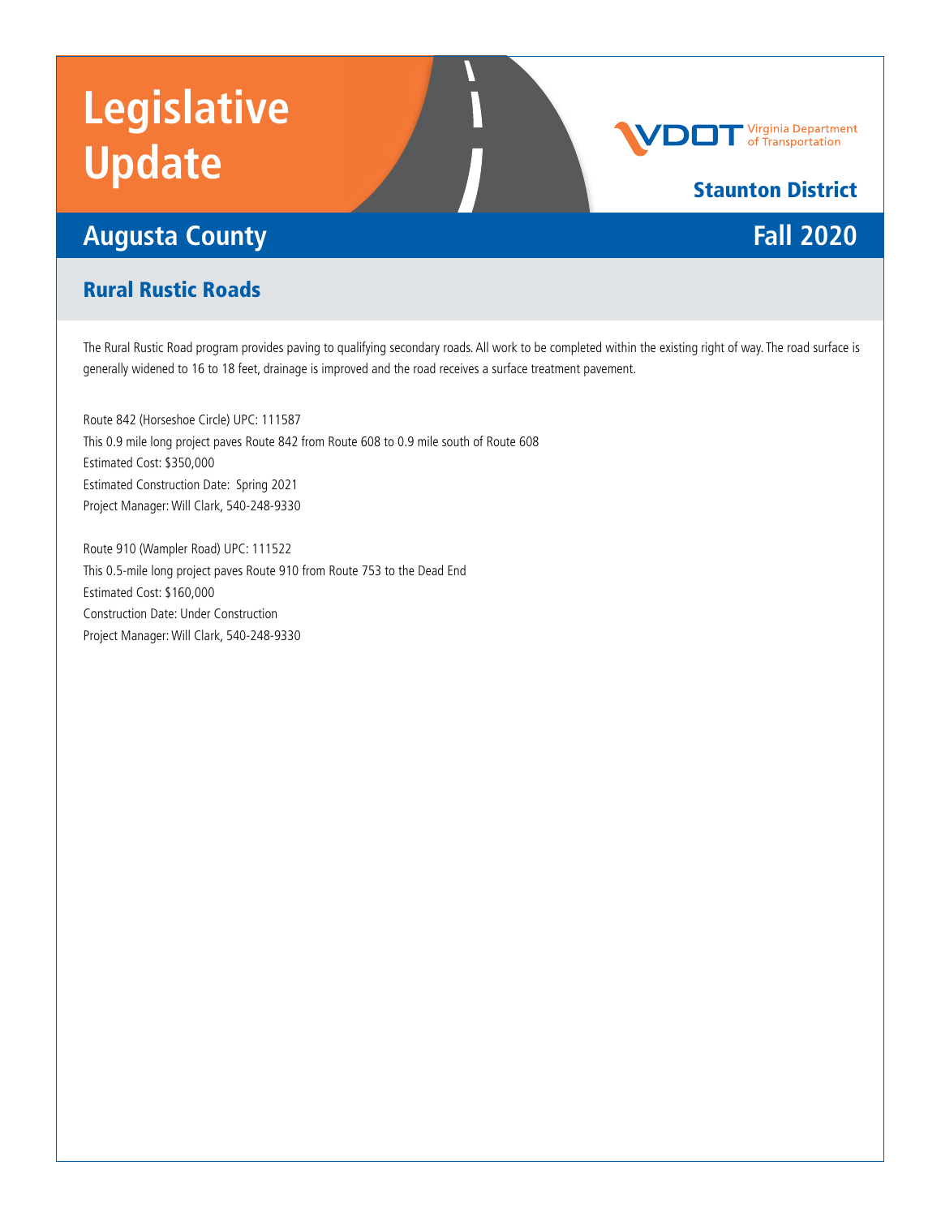# Legislative Update

Staunton District

## Augusta County

Fall 2020

### Rural Rustic Roads

The Rural Rustic Road program provides paving to qualifying secondary roads. All work to be completed within the existing right of way. The road surface is generally widened to 16 to 18 feet, drainage is improved and the road receives a surface treatment pavement.

Route 842 (Horseshoe Circle) UPC: 111587
This 0.9 mile long project paves Route 842 from Route 608 to 0.9 mile south of Route 608
Estimated Cost: $350,000
Estimated Construction Date: Spring 2021
Project Manager: Will Clark, 540-248-9330

Route 910 (Wampler Road) UPC: 111522
This 0.5-mile long project paves Route 910 from Route 753 to the Dead End
Estimated Cost: $160,000
Construction Date: Under Construction
Project Manager: Will Clark, 540-248-9330